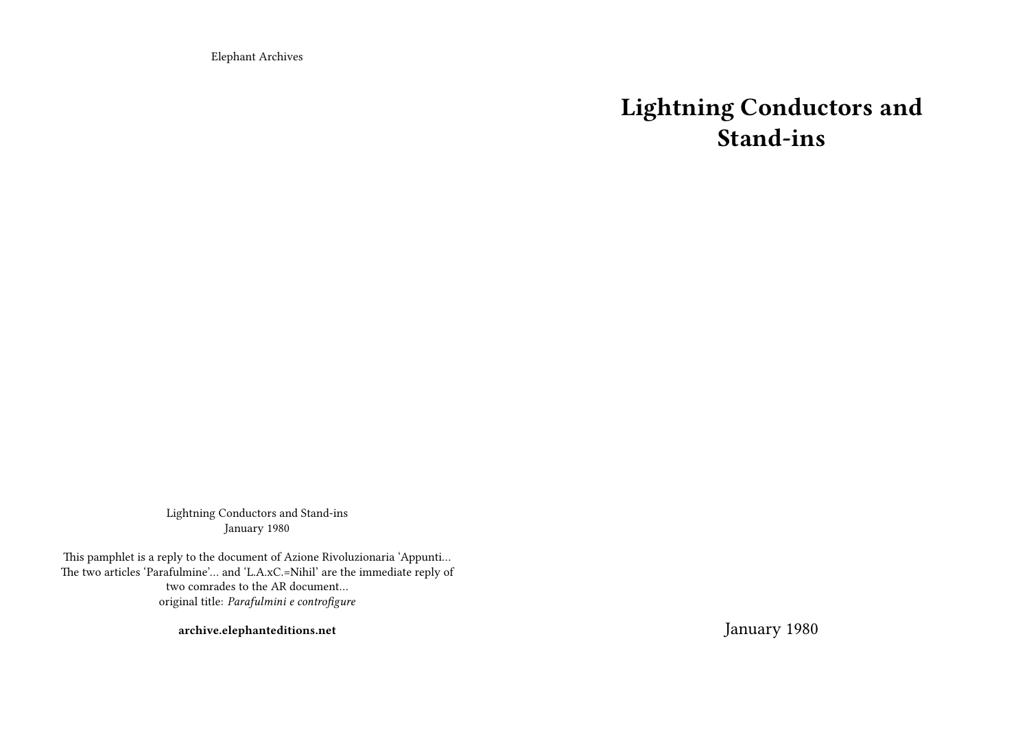Elephant Archives

# Lightning Conductors and Stand-ins

January 1980

Lightning Conductors and Stand-ins
January 1980

This pamphlet is a reply to the document of Azione Rivoluzionaria 'Appunti… The two articles 'Parafulmine'… and 'L.A.xC.=Nihil' are the immediate reply of two comrades to the AR document…
original title: *Parafulmini e controfigure*

**archive.elephanteditions.net**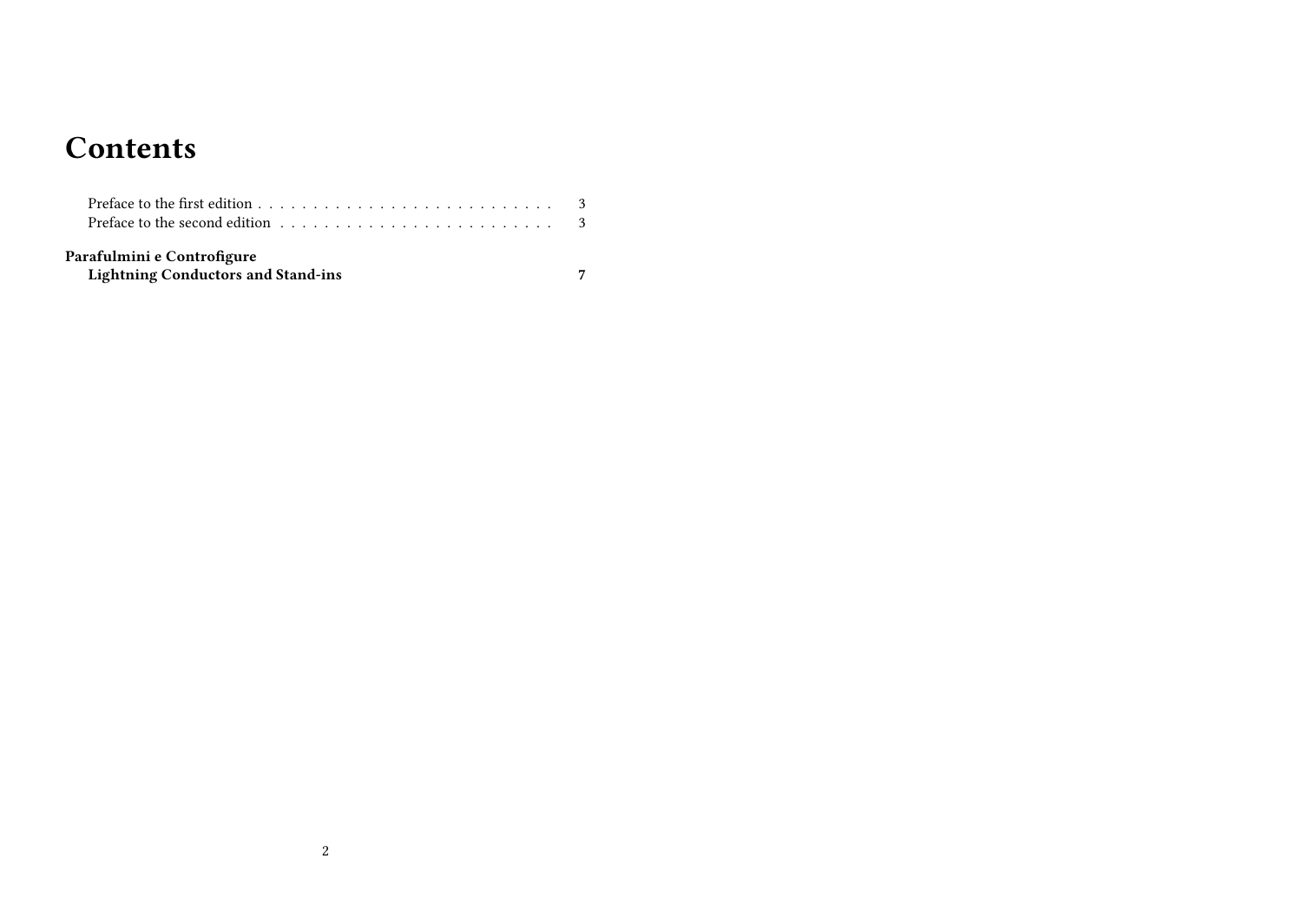# Contents

Preface to the first edition . . . . . . . . . . . . . . . . . . . . . . . . . . . 3
Preface to the second edition . . . . . . . . . . . . . . . . . . . . . . . . . 3

**Parafulmini e Controfigure**
**Lightning Conductors and Stand-ins** **7**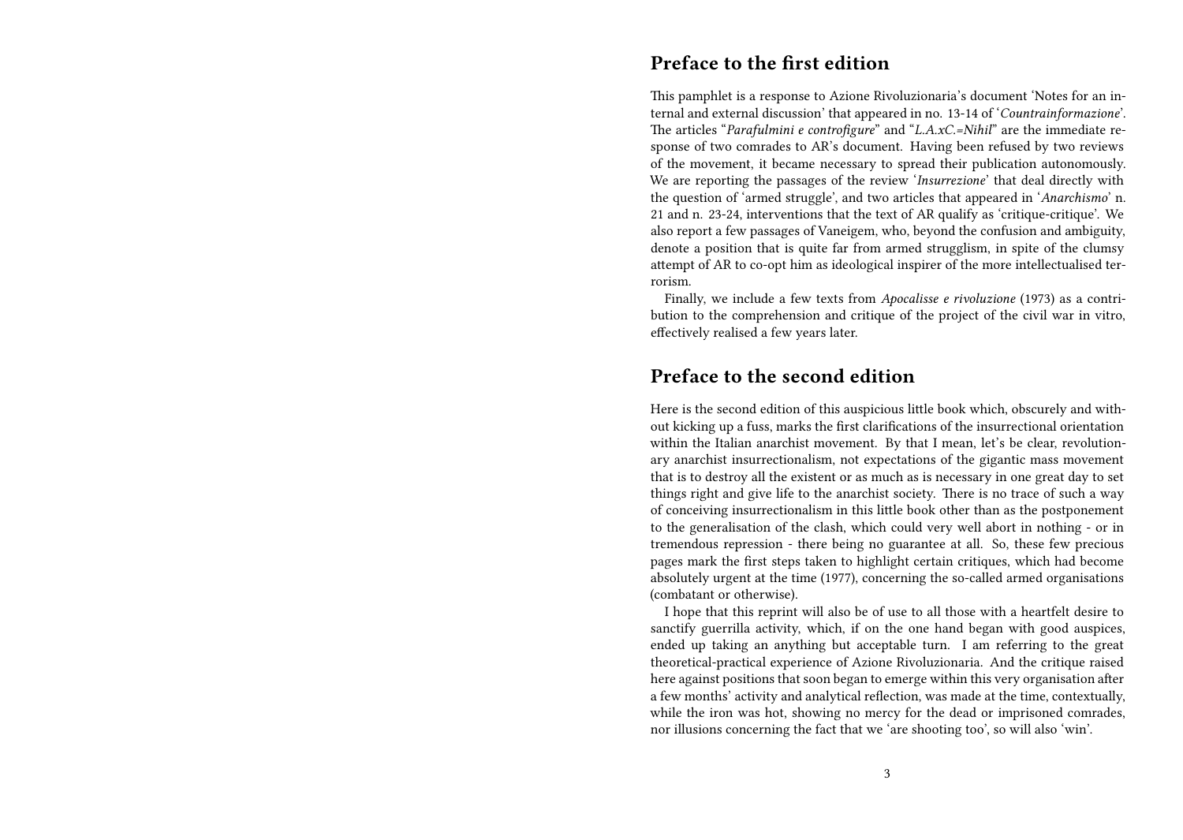## Preface to the first edition

This pamphlet is a response to Azione Rivoluzionaria's document 'Notes for an internal and external discussion' that appeared in no. 13-14 of '*Countrainformazione*'. The articles "*Parafulmini e controfigure*" and "*L.A.xC.=Nihil*" are the immediate response of two comrades to AR's document. Having been refused by two reviews of the movement, it became necessary to spread their publication autonomously. We are reporting the passages of the review '*Insurrezione*' that deal directly with the question of 'armed struggle', and two articles that appeared in '*Anarchismo*' n. 21 and n. 23-24, interventions that the text of AR qualify as 'critique-critique'. We also report a few passages of Vaneigem, who, beyond the confusion and ambiguity, denote a position that is quite far from armed strugglism, in spite of the clumsy attempt of AR to co-opt him as ideological inspirer of the more intellectualised terrorism.

Finally, we include a few texts from *Apocalisse e rivoluzione* (1973) as a contribution to the comprehension and critique of the project of the civil war in vitro, effectively realised a few years later.

## Preface to the second edition

Here is the second edition of this auspicious little book which, obscurely and without kicking up a fuss, marks the first clarifications of the insurrectional orientation within the Italian anarchist movement. By that I mean, let's be clear, revolutionary anarchist insurrectionalism, not expectations of the gigantic mass movement that is to destroy all the existent or as much as is necessary in one great day to set things right and give life to the anarchist society. There is no trace of such a way of conceiving insurrectionalism in this little book other than as the postponement to the generalisation of the clash, which could very well abort in nothing - or in tremendous repression - there being no guarantee at all. So, these few precious pages mark the first steps taken to highlight certain critiques, which had become absolutely urgent at the time (1977), concerning the so-called armed organisations (combatant or otherwise).

I hope that this reprint will also be of use to all those with a heartfelt desire to sanctify guerrilla activity, which, if on the one hand began with good auspices, ended up taking an anything but acceptable turn. I am referring to the great theoretical-practical experience of Azione Rivoluzionaria. And the critique raised here against positions that soon began to emerge within this very organisation after a few months' activity and analytical reflection, was made at the time, contextually, while the iron was hot, showing no mercy for the dead or imprisoned comrades, nor illusions concerning the fact that we 'are shooting too', so will also 'win'.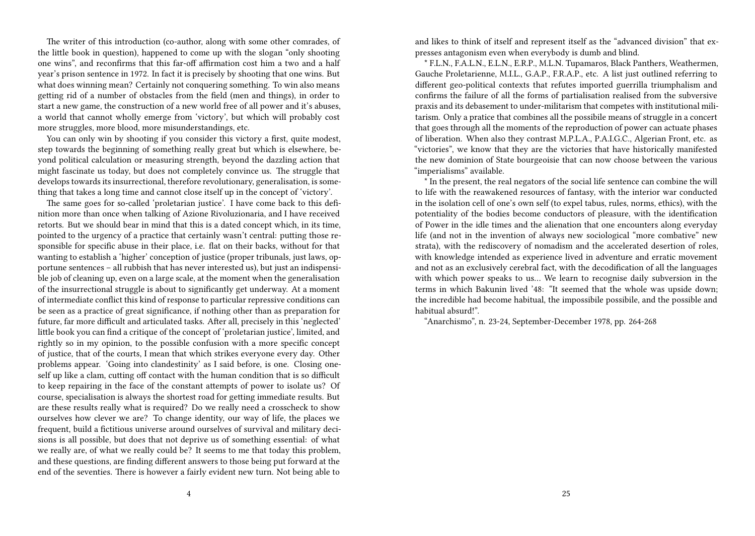The writer of this introduction (co-author, along with some other comrades, of the little book in question), happened to come up with the slogan "only shooting one wins", and reconfirms that this far-off affirmation cost him a two and a half year's prison sentence in 1972. In fact it is precisely by shooting that one wins. But what does winning mean? Certainly not conquering something. To win also means getting rid of a number of obstacles from the field (men and things), in order to start a new game, the construction of a new world free of all power and it's abuses, a world that cannot wholly emerge from 'victory', but which will probably cost more struggles, more blood, more misunderstandings, etc.

You can only win by shooting if you consider this victory a first, quite modest, step towards the beginning of something really great but which is elsewhere, beyond political calculation or measuring strength, beyond the dazzling action that might fascinate us today, but does not completely convince us. The struggle that develops towards its insurrectional, therefore revolutionary, generalisation, is something that takes a long time and cannot close itself up in the concept of 'victory'.

The same goes for so-called 'proletarian justice'. I have come back to this definition more than once when talking of Azione Rivoluzionaria, and I have received retorts. But we should bear in mind that this is a dated concept which, in its time, pointed to the urgency of a practice that certainly wasn't central: putting those responsible for specific abuse in their place, i.e. flat on their backs, without for that wanting to establish a 'higher' conception of justice (proper tribunals, just laws, opportune sentences – all rubbish that has never interested us), but just an indispensible job of cleaning up, even on a large scale, at the moment when the generalisation of the insurrectional struggle is about to significantly get underway. At a moment of intermediate conflict this kind of response to particular repressive conditions can be seen as a practice of great significance, if nothing other than as preparation for future, far more difficult and articulated tasks. After all, precisely in this 'neglected' little book you can find a critique of the concept of 'proletarian justice', limited, and rightly so in my opinion, to the possible confusion with a more specific concept of justice, that of the courts, I mean that which strikes everyone every day. Other problems appear. 'Going into clandestinity' as I said before, is one. Closing oneself up like a clam, cutting off contact with the human condition that is so difficult to keep repairing in the face of the constant attempts of power to isolate us? Of course, specialisation is always the shortest road for getting immediate results. But are these results really what is required? Do we really need a crosscheck to show ourselves how clever we are? To change identity, our way of life, the places we frequent, build a fictitious universe around ourselves of survival and military decisions is all possible, but does that not deprive us of something essential: of what we really are, of what we really could be? It seems to me that today this problem, and these questions, are finding different answers to those being put forward at the end of the seventies. There is however a fairly evident new turn. Not being able to

and likes to think of itself and represent itself as the "advanced division" that expresses antagonism even when everybody is dumb and blind.

* F.L.N., F.A.L.N., E.L.N., E.R.P., M.L.N. Tupamaros, Black Panthers, Weathermen, Gauche Proletarienne, M.I.L., G.A.P., F.R.A.P., etc. A list just outlined referring to different geo-political contexts that refutes imported guerrilla triumphalism and confirms the failure of all the forms of partialisation realised from the subversive praxis and its debasement to under-militarism that competes with institutional militarism. Only a pratice that combines all the possibile means of struggle in a concert that goes through all the moments of the reproduction of power can actuate phases of liberation. When also they contrast M.P.L.A., P.A.I.G.C., Algerian Front, etc. as "victories", we know that they are the victories that have historically manifested the new dominion of State bourgeoisie that can now choose between the various "imperialisms" available.

* In the present, the real negators of the social life sentence can combine the will to life with the reawakened resources of fantasy, with the interior war conducted in the isolation cell of one's own self (to expel tabus, rules, norms, ethics), with the potentiality of the bodies become conductors of pleasure, with the identification of Power in the idle times and the alienation that one encounters along everyday life (and not in the invention of always new sociological "more combative" new strata), with the rediscovery of nomadism and the accelerated desertion of roles, with knowledge intended as experience lived in adventure and erratic movement and not as an exclusively cerebral fact, with the decodification of all the languages with which power speaks to us… We learn to recognise daily subversion in the terms in which Bakunin lived '48: "It seemed that the whole was upside down; the incredible had become habitual, the impossibile possibile, and the possible and habitual absurd!".

"Anarchismo", n. 23-24, September-December 1978, pp. 264-268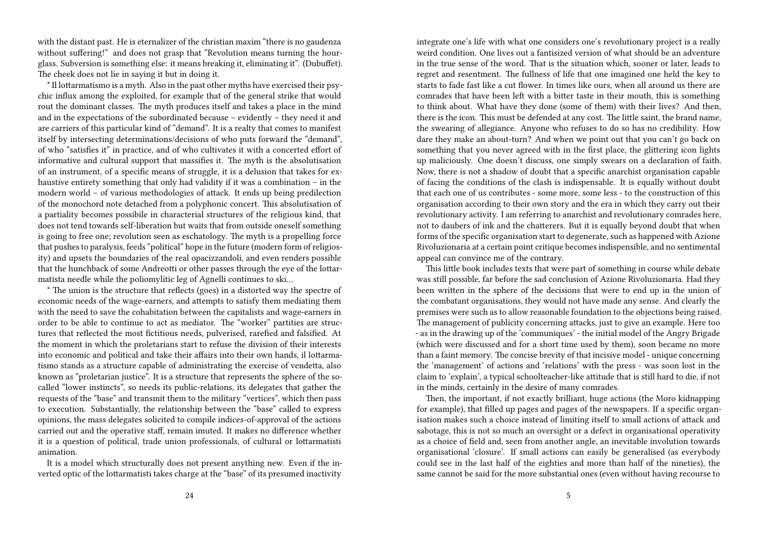with the distant past. He is eternalizer of the christian maxim "there is no gaudenza without suffering!" and does not grasp that "Revolution means turning the hourglass. Subversion is something else: it means breaking it, eliminating it". (Dubuffet). The cheek does not lie in saying it but in doing it.

* Il lottarmatismo is a myth. Also in the past other myths have exercised their psychic influx among the exploited, for example that of the general strike that would rout the dominant classes. The myth produces itself and takes a place in the mind and in the expectations of the subordinated because – evidently – they need it and are carriers of this particular kind of "demand". It is a realty that comes to manifest itself by intersecting determinations/decisions of who puts forward the "demand", of who "satisfies it" in practice, and of who cultivates it with a concerted effort of informative and cultural support that massifies it. The myth is the absolutisation of an instrument, of a specific means of struggle, it is a delusion that takes for exhaustive entirety something that only had validity if it was a combination – in the modern world – of various methodologies of attack. It ends up being predilection of the monochord note detached from a polyphonic concert. This absolutisation of a partiality becomes possibile in characterial structures of the religious kind, that does not tend towards self-liberation but waits that from outside oneself something is going to free one; revolution seen as eschatology. The myth is a propelling force that pushes to paralysis, feeds "political" hope in the future (modern form of religiosity) and upsets the boundaries of the real opacizzandoli, and even renders possible that the hunchback of some Andreotti or other passes through the eye of the lottarmatista needle while the poliomylitic leg of Agnelli continues to ski…

* The union is the structure that reflects (goes) in a distorted way the spectre of economic needs of the wage-earners, and attempts to satisfy them mediating them with the need to save the cohabitation between the capitalists and wage-earners in order to be able to continue to act as mediator. The "worker" partities are structures that reflected the most fictitious needs, pulverised, rarefied and falsified. At the moment in which the proletarians start to refuse the division of their interests into economic and political and take their affairs into their own hands, il lottarmatismo stands as a structure capable of administrating the exercise of vendetta, also known as "proletarian justice". It is a structure that represents the sphere of the so-called "lower instincts", so needs its public-relations, its delegates that gather the requests of the "base" and transmit them to the military "vertices", which then pass to execution. Substantially, the relationship between the "base" called to express opinions, the mass delegates solicited to compile indices-of-approval of the actions carried out and the operative staff, remain imuted. It makes no difference whether it is a question of political, trade union professionals, of cultural or lottarmatisti animation.

It is a model which structurally does not present anything new. Even if the inverted optic of the lottarmatisti takes charge at the "base" of its presumed inactivity

integrate one's life with what one considers one's revolutionary project is a really weird condition. One lives out a fantisized version of what should be an adventure in the true sense of the word. That is the situation which, sooner or later, leads to regret and resentment. The fullness of life that one imagined one held the key to starts to fade fast like a cut flower. In times like ours, when all around us there are comrades that have been left with a bitter taste in their mouth, this is something to think about. What have they done (some of them) with their lives? And then, there is the icon. This must be defended at any cost. The little saint, the brand name, the swearing of allegiance. Anyone who refuses to do so has no credibility. How dare they make an about-turn? And when we point out that you can't go back on something that you never agreed with in the first place, the glittering icon lights up maliciously. One doesn't discuss, one simply swears on a declaration of faith. Now, there is not a shadow of doubt that a specific anarchist organisation capable of facing the conditions of the clash is indispensable. It is equally without doubt that each one of us contributes - some more, some less - to the construction of this organisation according to their own story and the era in which they carry out their revolutionary activity. I am referring to anarchist and revolutionary comrades here, not to daubers of ink and the chatterers. But it is equally beyond doubt that when forms of the specific organisation start to degenerate, such as happened with Azione Rivoluzionaria at a certain point critique becomes indispensible, and no sentimental appeal can convince me of the contrary.

This little book includes texts that were part of something in course while debate was still possible, far before the sad conclusion of Azione Rivoluzionaria. Had they been written in the sphere of the decisions that were to end up in the union of the combatant organisations, they would not have made any sense. And clearly the premises were such as to allow reasonable foundation to the objections being raised. The management of publicity concerning attacks, just to give an example. Here too - as in the drawing up of the 'communiques' - the initial model of the Angry Brigade (which were discussed and for a short time used by them), soon became no more than a faint memory. The concise brevity of that incisive model - unique concerning the 'management' of actions and 'relations' with the press - was soon lost in the claim to 'explain', a typical schoolteacher-like attitude that is still hard to die, if not in the minds, certainly in the desire of many comrades.

Then, the important, if not exactly brilliant, huge actions (the Moro kidnapping for example), that filled up pages and pages of the newspapers. If a specific organisation makes such a choice instead of limiting itself to small actions of attack and sabotage, this is not so much an oversight or a defect in organisational operativity as a choice of field and, seen from another angle, an inevitable involution towards organisational 'closure'. If small actions can easily be generalised (as everybody could see in the last half of the eighties and more than half of the nineties), the same cannot be said for the more substantial ones (even without having recourse to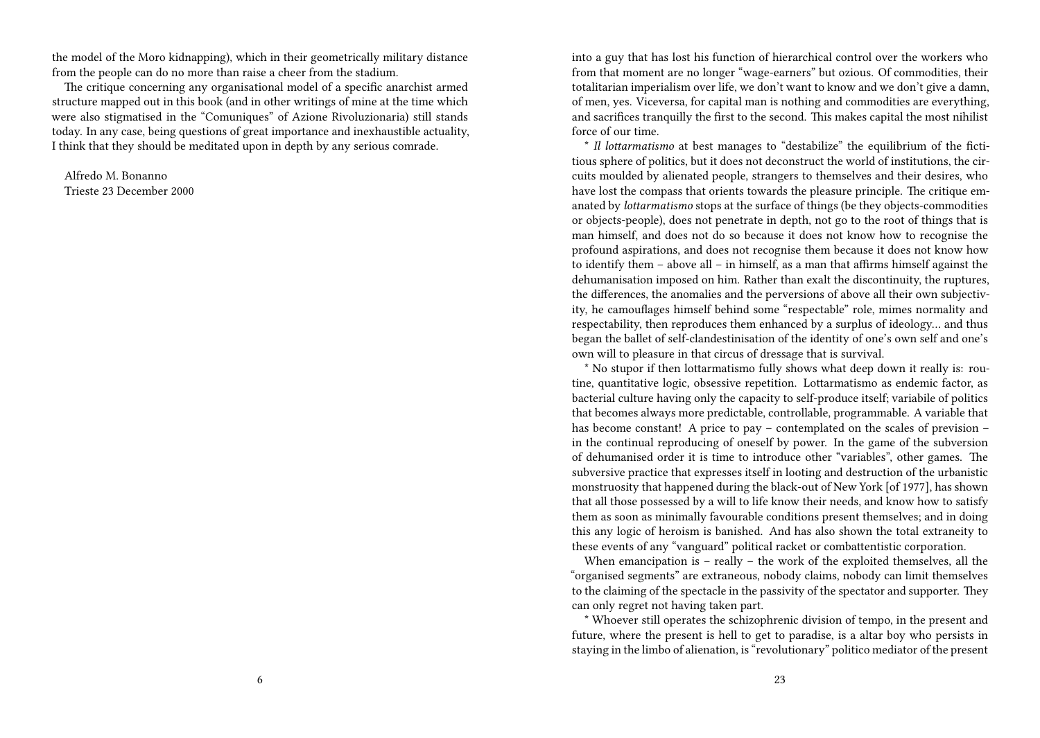the model of the Moro kidnapping), which in their geometrically military distance from the people can do no more than raise a cheer from the stadium.

The critique concerning any organisational model of a specific anarchist armed structure mapped out in this book (and in other writings of mine at the time which were also stigmatised in the "Comuniques" of Azione Rivoluzionaria) still stands today. In any case, being questions of great importance and inexhaustible actuality, I think that they should be meditated upon in depth by any serious comrade.

Alfredo M. Bonanno
Trieste 23 December 2000

into a guy that has lost his function of hierarchical control over the workers who from that moment are no longer "wage-earners" but ozious. Of commodities, their totalitarian imperialism over life, we don't want to know and we don't give a damn, of men, yes. Viceversa, for capital man is nothing and commodities are everything, and sacrifices tranquilly the first to the second. This makes capital the most nihilist force of our time.

* *Il lottarmatismo* at best manages to "destabilize" the equilibrium of the fictitious sphere of politics, but it does not deconstruct the world of institutions, the circuits moulded by alienated people, strangers to themselves and their desires, who have lost the compass that orients towards the pleasure principle. The critique emanated by *lottarmatismo* stops at the surface of things (be they objects-commodities or objects-people), does not penetrate in depth, not go to the root of things that is man himself, and does not do so because it does not know how to recognise the profound aspirations, and does not recognise them because it does not know how to identify them – above all – in himself, as a man that affirms himself against the dehumanisation imposed on him. Rather than exalt the discontinuity, the ruptures, the differences, the anomalies and the perversions of above all their own subjectivity, he camouflages himself behind some "respectable" role, mimes normality and respectability, then reproduces them enhanced by a surplus of ideology… and thus began the ballet of self-clandestinisation of the identity of one's own self and one's own will to pleasure in that circus of dressage that is survival.

* No stupor if then lottarmatismo fully shows what deep down it really is: routine, quantitative logic, obsessive repetition. Lottarmatismo as endemic factor, as bacterial culture having only the capacity to self-produce itself; variabile of politics that becomes always more predictable, controllable, programmable. A variable that has become constant! A price to pay – contemplated on the scales of prevision – in the continual reproducing of oneself by power. In the game of the subversion of dehumanised order it is time to introduce other "variables", other games. The subversive practice that expresses itself in looting and destruction of the urbanistic monstruosity that happened during the black-out of New York [of 1977], has shown that all those possessed by a will to life know their needs, and know how to satisfy them as soon as minimally favourable conditions present themselves; and in doing this any logic of heroism is banished. And has also shown the total extraneity to these events of any "vanguard" political racket or combattentistic corporation.

When emancipation is – really – the work of the exploited themselves, all the "organised segments" are extraneous, nobody claims, nobody can limit themselves to the claiming of the spectacle in the passivity of the spectator and supporter. They can only regret not having taken part.

* Whoever still operates the schizophrenic division of tempo, in the present and future, where the present is hell to get to paradise, is a altar boy who persists in staying in the limbo of alienation, is "revolutionary" politico mediator of the present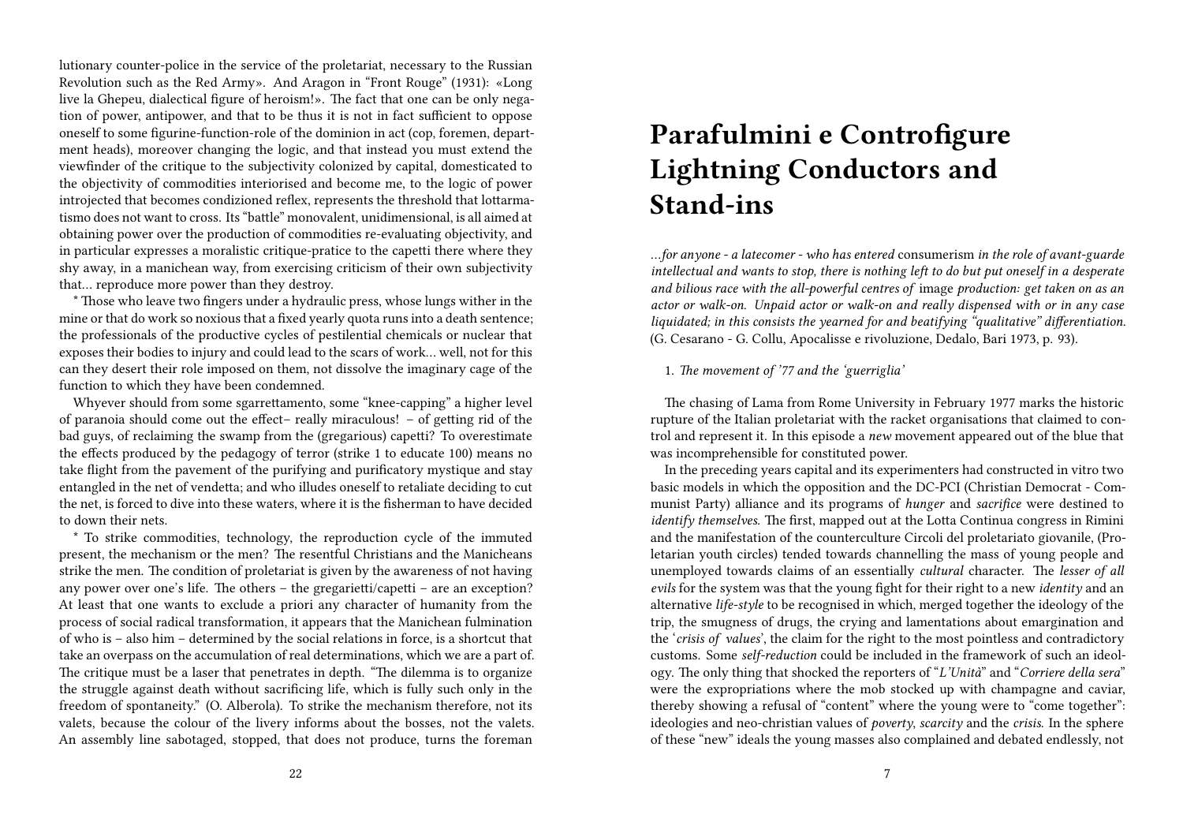lutionary counter-police in the service of the proletariat, necessary to the Russian Revolution such as the Red Army». And Aragon in "Front Rouge" (1931): «Long live la Ghepeu, dialectical figure of heroism!». The fact that one can be only negation of power, antipower, and that to be thus it is not in fact sufficient to oppose oneself to some figurine-function-role of the dominion in act (cop, foremen, department heads), moreover changing the logic, and that instead you must extend the viewfinder of the critique to the subjectivity colonized by capital, domesticated to the objectivity of commodities interiorised and become me, to the logic of power introjected that becomes condizioned reflex, represents the threshold that lottarmatismo does not want to cross. Its "battle" monovalent, unidimensional, is all aimed at obtaining power over the production of commodities re-evaluating objectivity, and in particular expresses a moralistic critique-pratice to the capetti there where they shy away, in a manichean way, from exercising criticism of their own subjectivity that… reproduce more power than they destroy.

* Those who leave two fingers under a hydraulic press, whose lungs wither in the mine or that do work so noxious that a fixed yearly quota runs into a death sentence; the professionals of the productive cycles of pestilential chemicals or nuclear that exposes their bodies to injury and could lead to the scars of work… well, not for this can they desert their role imposed on them, not dissolve the imaginary cage of the function to which they have been condemned.

Whyever should from some sgarrettamento, some "knee-capping" a higher level of paranoia should come out the effect– really miraculous! – of getting rid of the bad guys, of reclaiming the swamp from the (gregarious) capetti? To overestimate the effects produced by the pedagogy of terror (strike 1 to educate 100) means no take flight from the pavement of the purifying and purificatory mystique and stay entangled in the net of vendetta; and who illudes oneself to retaliate deciding to cut the net, is forced to dive into these waters, where it is the fisherman to have decided to down their nets.

* To strike commodities, technology, the reproduction cycle of the immuted present, the mechanism or the men? The resentful Christians and the Manicheans strike the men. The condition of proletariat is given by the awareness of not having any power over one's life. The others – the gregarietti/capetti – are an exception? At least that one wants to exclude a priori any character of humanity from the process of social radical transformation, it appears that the Manichean fulmination of who is – also him – determined by the social relations in force, is a shortcut that take an overpass on the accumulation of real determinations, which we are a part of. The critique must be a laser that penetrates in depth. "The dilemma is to organize the struggle against death without sacrificing life, which is fully such only in the freedom of spontaneity." (O. Alberola). To strike the mechanism therefore, not its valets, because the colour of the livery informs about the bosses, not the valets. An assembly line sabotaged, stopped, that does not produce, turns the foreman

# Parafulmini e Controfigure Lightning Conductors and Stand-ins

*…for anyone - a latecomer - who has entered* consumerism *in the role of avant-guarde intellectual and wants to stop, there is nothing left to do but put oneself in a desperate and bilious race with the all-powerful centres of* image *production: get taken on as an actor or walk-on. Unpaid actor or walk-on and really dispensed with or in any case liquidated; in this consists the yearned for and beatifying "qualitative" differentiation.* (G. Cesarano - G. Collu, Apocalisse e rivoluzione, Dedalo, Bari 1973, p. 93).

1. *The movement of '77 and the 'guerriglia'*

The chasing of Lama from Rome University in February 1977 marks the historic rupture of the Italian proletariat with the racket organisations that claimed to control and represent it. In this episode a *new* movement appeared out of the blue that was incomprehensible for constituted power.

In the preceding years capital and its experimenters had constructed in vitro two basic models in which the opposition and the DC-PCI (Christian Democrat - Communist Party) alliance and its programs of *hunger* and *sacrifice* were destined to *identify themselves.* The first, mapped out at the Lotta Continua congress in Rimini and the manifestation of the counterculture Circoli del proletariato giovanile, (Proletarian youth circles) tended towards channelling the mass of young people and unemployed towards claims of an essentially *cultural* character. The *lesser of all evils* for the system was that the young fight for their right to a new *identity* and an alternative *life-style* to be recognised in which, merged together the ideology of the trip, the smugness of drugs, the crying and lamentations about emargination and the '*crisis of values*', the claim for the right to the most pointless and contradictory customs. Some *self-reduction* could be included in the framework of such an ideology. The only thing that shocked the reporters of "*L'Unità*" and "*Corriere della sera*" were the expropriations where the mob stocked up with champagne and caviar, thereby showing a refusal of "content" where the young were to "come together": ideologies and neo-christian values of *poverty, scarcity* and the *crisis.* In the sphere of these "new" ideals the young masses also complained and debated endlessly, not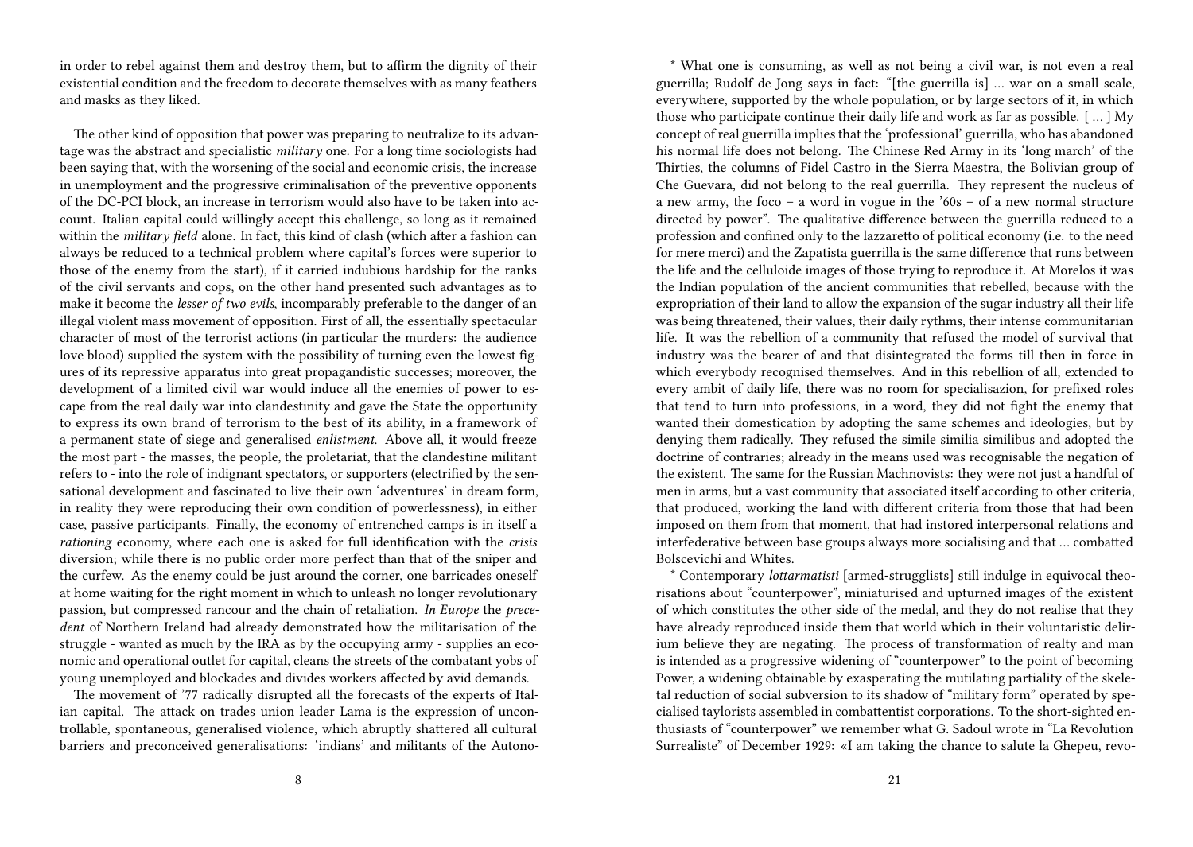in order to rebel against them and destroy them, but to affirm the dignity of their existential condition and the freedom to decorate themselves with as many feathers and masks as they liked.

The other kind of opposition that power was preparing to neutralize to its advantage was the abstract and specialistic *military* one. For a long time sociologists had been saying that, with the worsening of the social and economic crisis, the increase in unemployment and the progressive criminalisation of the preventive opponents of the DC-PCI block, an increase in terrorism would also have to be taken into account. Italian capital could willingly accept this challenge, so long as it remained within the *military field* alone. In fact, this kind of clash (which after a fashion can always be reduced to a technical problem where capital's forces were superior to those of the enemy from the start), if it carried indubious hardship for the ranks of the civil servants and cops, on the other hand presented such advantages as to make it become the *lesser of two evils*, incomparably preferable to the danger of an illegal violent mass movement of opposition. First of all, the essentially spectacular character of most of the terrorist actions (in particular the murders: the audience love blood) supplied the system with the possibility of turning even the lowest figures of its repressive apparatus into great propagandistic successes; moreover, the development of a limited civil war would induce all the enemies of power to escape from the real daily war into clandestinity and gave the State the opportunity to express its own brand of terrorism to the best of its ability, in a framework of a permanent state of siege and generalised *enlistment*. Above all, it would freeze the most part - the masses, the people, the proletariat, that the clandestine militant refers to - into the role of indignant spectators, or supporters (electrified by the sensational development and fascinated to live their own 'adventures' in dream form, in reality they were reproducing their own condition of powerlessness), in either case, passive participants. Finally, the economy of entrenched camps is in itself a *rationing* economy, where each one is asked for full identification with the *crisis* diversion; while there is no public order more perfect than that of the sniper and the curfew. As the enemy could be just around the corner, one barricades oneself at home waiting for the right moment in which to unleash no longer revolutionary passion, but compressed rancour and the chain of retaliation. *In Europe* the *precedent* of Northern Ireland had already demonstrated how the militarisation of the struggle - wanted as much by the IRA as by the occupying army - supplies an economic and operational outlet for capital, cleans the streets of the combatant yobs of young unemployed and blockades and divides workers affected by avid demands.

The movement of '77 radically disrupted all the forecasts of the experts of Italian capital. The attack on trades union leader Lama is the expression of uncontrollable, spontaneous, generalised violence, which abruptly shattered all cultural barriers and preconceived generalisations: 'indians' and militants of the Autono-

* What one is consuming, as well as not being a civil war, is not even a real guerrilla; Rudolf de Jong says in fact: "[the guerrilla is] … war on a small scale, everywhere, supported by the whole population, or by large sectors of it, in which those who participate continue their daily life and work as far as possible. [ … ] My concept of real guerrilla implies that the 'professional' guerrilla, who has abandoned his normal life does not belong. The Chinese Red Army in its 'long march' of the Thirties, the columns of Fidel Castro in the Sierra Maestra, the Bolivian group of Che Guevara, did not belong to the real guerrilla. They represent the nucleus of a new army, the foco – a word in vogue in the '60s – of a new normal structure directed by power". The qualitative difference between the guerrilla reduced to a profession and confined only to the lazzaretto of political economy (i.e. to the need for mere merci) and the Zapatista guerrilla is the same difference that runs between the life and the celluloide images of those trying to reproduce it. At Morelos it was the Indian population of the ancient communities that rebelled, because with the expropriation of their land to allow the expansion of the sugar industry all their life was being threatened, their values, their daily rythms, their intense communitarian life. It was the rebellion of a community that refused the model of survival that industry was the bearer of and that disintegrated the forms till then in force in which everybody recognised themselves. And in this rebellion of all, extended to every ambit of daily life, there was no room for specialisazion, for prefixed roles that tend to turn into professions, in a word, they did not fight the enemy that wanted their domestication by adopting the same schemes and ideologies, but by denying them radically. They refused the simile similia similibus and adopted the doctrine of contraries; already in the means used was recognisable the negation of the existent. The same for the Russian Machnovists: they were not just a handful of men in arms, but a vast community that associated itself according to other criteria, that produced, working the land with different criteria from those that had been imposed on them from that moment, that had instored interpersonal relations and interfederative between base groups always more socialising and that … combatted Bolscevichi and Whites.

* Contemporary *lottarmatisti* [armed-strugglists] still indulge in equivocal theorisations about "counterpower", miniaturised and upturned images of the existent of which constitutes the other side of the medal, and they do not realise that they have already reproduced inside them that world which in their voluntaristic delirium believe they are negating. The process of transformation of realty and man is intended as a progressive widening of "counterpower" to the point of becoming Power, a widening obtainable by exasperating the mutilating partiality of the skeletal reduction of social subversion to its shadow of "military form" operated by specialised taylorists assembled in combattentist corporations. To the short-sighted enthusiasts of "counterpower" we remember what G. Sadoul wrote in "La Revolution Surrealiste" of December 1929: «I am taking the chance to salute la Ghepeu, revo-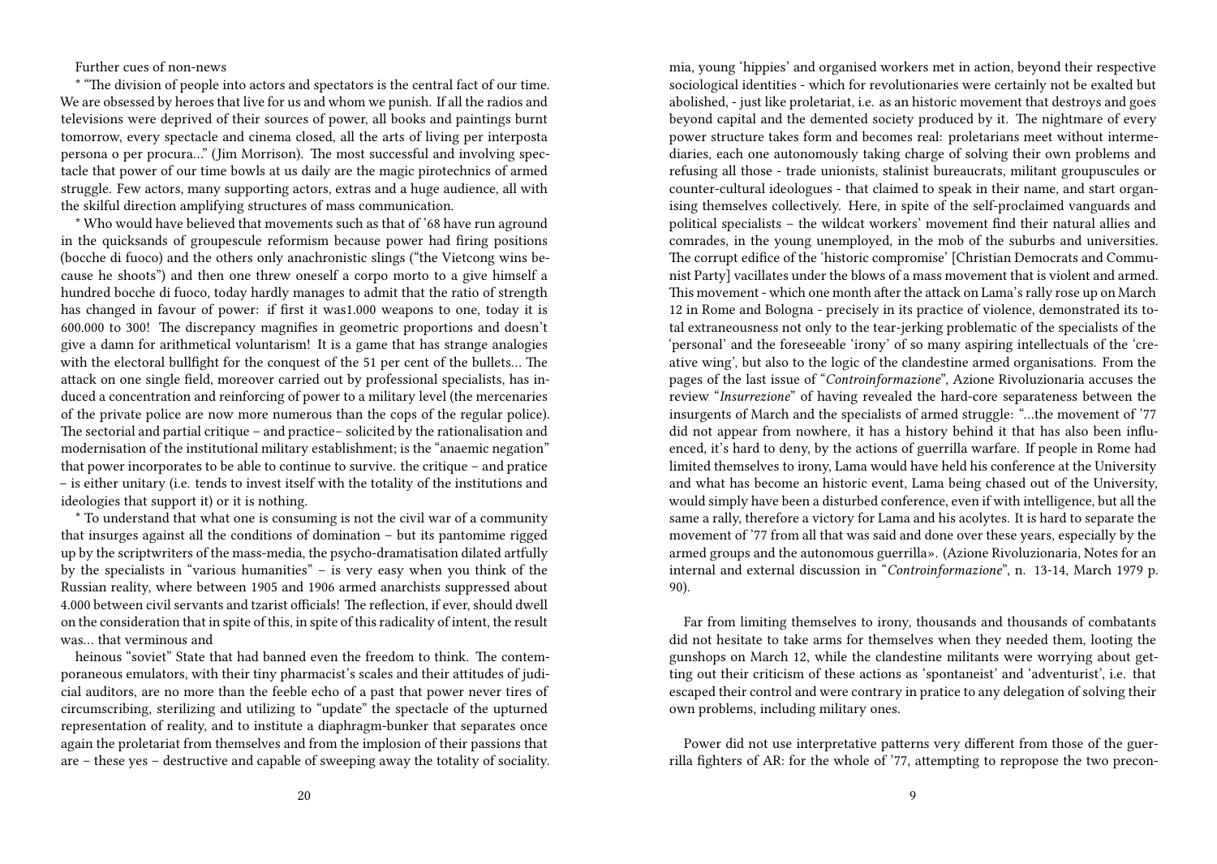Further cues of non-news

* "The division of people into actors and spectators is the central fact of our time. We are obsessed by heroes that live for us and whom we punish. If all the radios and televisions were deprived of their sources of power, all books and paintings burnt tomorrow, every spectacle and cinema closed, all the arts of living per interposta persona o per procura…" (Jim Morrison). The most successful and involving spectacle that power of our time bowls at us daily are the magic pirotechnics of armed struggle. Few actors, many supporting actors, extras and a huge audience, all with the skilful direction amplifying structures of mass communication.

* Who would have believed that movements such as that of '68 have run aground in the quicksands of groupescule reformism because power had firing positions (bocche di fuoco) and the others only anachronistic slings ("the Vietcong wins because he shoots") and then one threw oneself a corpo morto to a give himself a hundred bocche di fuoco, today hardly manages to admit that the ratio of strength has changed in favour of power: if first it was1.000 weapons to one, today it is 600.000 to 300! The discrepancy magnifies in geometric proportions and doesn't give a damn for arithmetical voluntarism! It is a game that has strange analogies with the electoral bullfight for the conquest of the 51 per cent of the bullets… The attack on one single field, moreover carried out by professional specialists, has induced a concentration and reinforcing of power to a military level (the mercenaries of the private police are now more numerous than the cops of the regular police). The sectorial and partial critique – and practice– solicited by the rationalisation and modernisation of the institutional military establishment; is the "anaemic negation" that power incorporates to be able to continue to survive. the critique – and pratice – is either unitary (i.e. tends to invest itself with the totality of the institutions and ideologies that support it) or it is nothing.

* To understand that what one is consuming is not the civil war of a community that insurges against all the conditions of domination – but its pantomime rigged up by the scriptwriters of the mass-media, the psycho-dramatisation dilated artfully by the specialists in "various humanities" – is very easy when you think of the Russian reality, where between 1905 and 1906 armed anarchists suppressed about 4.000 between civil servants and tzarist officials! The reflection, if ever, should dwell on the consideration that in spite of this, in spite of this radicality of intent, the result was… that verminous and heinous "soviet" State that had banned even the freedom to think. The contemporaneous emulators, with their tiny pharmacist's scales and their attitudes of judicial auditors, are no more than the feeble echo of a past that power never tires of circumscribing, sterilizing and utilizing to "update" the spectacle of the upturned representation of reality, and to institute a diaphragm-bunker that separates once again the proletariat from themselves and from the implosion of their passions that are – these yes – destructive and capable of sweeping away the totality of sociality.

mia, young 'hippies' and organised workers met in action, beyond their respective sociological identities - which for revolutionaries were certainly not be exalted but abolished, - just like proletariat, i.e. as an historic movement that destroys and goes beyond capital and the demented society produced by it. The nightmare of every power structure takes form and becomes real: proletarians meet without intermediaries, each one autonomously taking charge of solving their own problems and refusing all those - trade unionists, stalinist bureaucrats, militant groupuscules or counter-cultural ideologues - that claimed to speak in their name, and start organising themselves collectively. Here, in spite of the self-proclaimed vanguards and political specialists – the wildcat workers' movement find their natural allies and comrades, in the young unemployed, in the mob of the suburbs and universities. The corrupt edifice of the 'historic compromise' [Christian Democrats and Communist Party] vacillates under the blows of a mass movement that is violent and armed. This movement - which one month after the attack on Lama's rally rose up on March 12 in Rome and Bologna - precisely in its practice of violence, demonstrated its total extraneousness not only to the tear-jerking problematic of the specialists of the 'personal' and the foreseeable 'irony' of so many aspiring intellectuals of the 'creative wing', but also to the logic of the clandestine armed organisations. From the pages of the last issue of "*Controinformazione*", Azione Rivoluzionaria accuses the review "*Insurrezione*" of having revealed the hard-core separateness between the insurgents of March and the specialists of armed struggle: "…the movement of '77 did not appear from nowhere, it has a history behind it that has also been influenced, it's hard to deny, by the actions of guerrilla warfare. If people in Rome had limited themselves to irony, Lama would have held his conference at the University and what has become an historic event, Lama being chased out of the University, would simply have been a disturbed conference, even if with intelligence, but all the same a rally, therefore a victory for Lama and his acolytes. It is hard to separate the movement of '77 from all that was said and done over these years, especially by the armed groups and the autonomous guerrilla». (Azione Rivoluzionaria, Notes for an internal and external discussion in "*Controinformazione*", n. 13-14, March 1979 p. 90).

Far from limiting themselves to irony, thousands and thousands of combatants did not hesitate to take arms for themselves when they needed them, looting the gunshops on March 12, while the clandestine militants were worrying about getting out their criticism of these actions as 'spontaneist' and 'adventurist', i.e. that escaped their control and were contrary in pratice to any delegation of solving their own problems, including military ones.

Power did not use interpretative patterns very different from those of the guerrilla fighters of AR: for the whole of '77, attempting to repropose the two precon-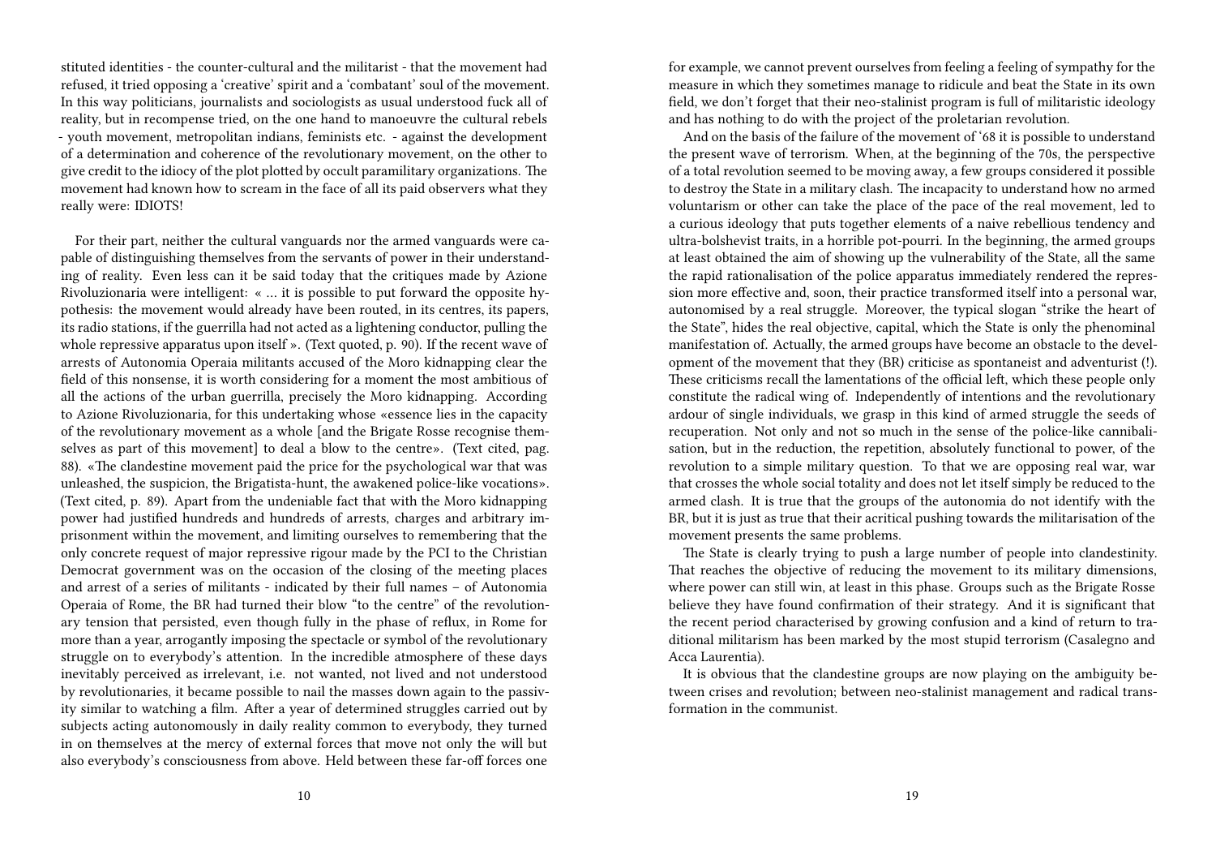stituted identities - the counter-cultural and the militarist - that the movement had refused, it tried opposing a 'creative' spirit and a 'combatant' soul of the movement. In this way politicians, journalists and sociologists as usual understood fuck all of reality, but in recompense tried, on the one hand to manoeuvre the cultural rebels - youth movement, metropolitan indians, feminists etc. - against the development of a determination and coherence of the revolutionary movement, on the other to give credit to the idiocy of the plot plotted by occult paramilitary organizations. The movement had known how to scream in the face of all its paid observers what they really were: IDIOTS!

For their part, neither the cultural vanguards nor the armed vanguards were capable of distinguishing themselves from the servants of power in their understanding of reality. Even less can it be said today that the critiques made by Azione Rivoluzionaria were intelligent: « … it is possible to put forward the opposite hypothesis: the movement would already have been routed, in its centres, its papers, its radio stations, if the guerrilla had not acted as a lightening conductor, pulling the whole repressive apparatus upon itself ». (Text quoted, p. 90). If the recent wave of arrests of Autonomia Operaia militants accused of the Moro kidnapping clear the field of this nonsense, it is worth considering for a moment the most ambitious of all the actions of the urban guerrilla, precisely the Moro kidnapping. According to Azione Rivoluzionaria, for this undertaking whose «essence lies in the capacity of the revolutionary movement as a whole [and the Brigate Rosse recognise themselves as part of this movement] to deal a blow to the centre». (Text cited, pag. 88). «The clandestine movement paid the price for the psychological war that was unleashed, the suspicion, the Brigatista-hunt, the awakened police-like vocations». (Text cited, p. 89). Apart from the undeniable fact that with the Moro kidnapping power had justified hundreds and hundreds of arrests, charges and arbitrary imprisonment within the movement, and limiting ourselves to remembering that the only concrete request of major repressive rigour made by the PCI to the Christian Democrat government was on the occasion of the closing of the meeting places and arrest of a series of militants - indicated by their full names – of Autonomia Operaia of Rome, the BR had turned their blow "to the centre" of the revolutionary tension that persisted, even though fully in the phase of reflux, in Rome for more than a year, arrogantly imposing the spectacle or symbol of the revolutionary struggle on to everybody's attention. In the incredible atmosphere of these days inevitably perceived as irrelevant, i.e. not wanted, not lived and not understood by revolutionaries, it became possible to nail the masses down again to the passivity similar to watching a film. After a year of determined struggles carried out by subjects acting autonomously in daily reality common to everybody, they turned in on themselves at the mercy of external forces that move not only the will but also everybody's consciousness from above. Held between these far-off forces one

for example, we cannot prevent ourselves from feeling a feeling of sympathy for the measure in which they sometimes manage to ridicule and beat the State in its own field, we don't forget that their neo-stalinist program is full of militaristic ideology and has nothing to do with the project of the proletarian revolution.

And on the basis of the failure of the movement of '68 it is possible to understand the present wave of terrorism. When, at the beginning of the 70s, the perspective of a total revolution seemed to be moving away, a few groups considered it possible to destroy the State in a military clash. The incapacity to understand how no armed voluntarism or other can take the place of the pace of the real movement, led to a curious ideology that puts together elements of a naive rebellious tendency and ultra-bolshevist traits, in a horrible pot-pourri. In the beginning, the armed groups at least obtained the aim of showing up the vulnerability of the State, all the same the rapid rationalisation of the police apparatus immediately rendered the repression more effective and, soon, their practice transformed itself into a personal war, autonomised by a real struggle. Moreover, the typical slogan "strike the heart of the State", hides the real objective, capital, which the State is only the phenominal manifestation of. Actually, the armed groups have become an obstacle to the development of the movement that they (BR) criticise as spontaneist and adventurist (!). These criticisms recall the lamentations of the official left, which these people only constitute the radical wing of. Independently of intentions and the revolutionary ardour of single individuals, we grasp in this kind of armed struggle the seeds of recuperation. Not only and not so much in the sense of the police-like cannibalisation, but in the reduction, the repetition, absolutely functional to power, of the revolution to a simple military question. To that we are opposing real war, war that crosses the whole social totality and does not let itself simply be reduced to the armed clash. It is true that the groups of the autonomia do not identify with the BR, but it is just as true that their acritical pushing towards the militarisation of the movement presents the same problems.

The State is clearly trying to push a large number of people into clandestinity. That reaches the objective of reducing the movement to its military dimensions, where power can still win, at least in this phase. Groups such as the Brigate Rosse believe they have found confirmation of their strategy. And it is significant that the recent period characterised by growing confusion and a kind of return to traditional militarism has been marked by the most stupid terrorism (Casalegno and Acca Laurentia).

It is obvious that the clandestine groups are now playing on the ambiguity between crises and revolution; between neo-stalinist management and radical transformation in the communist.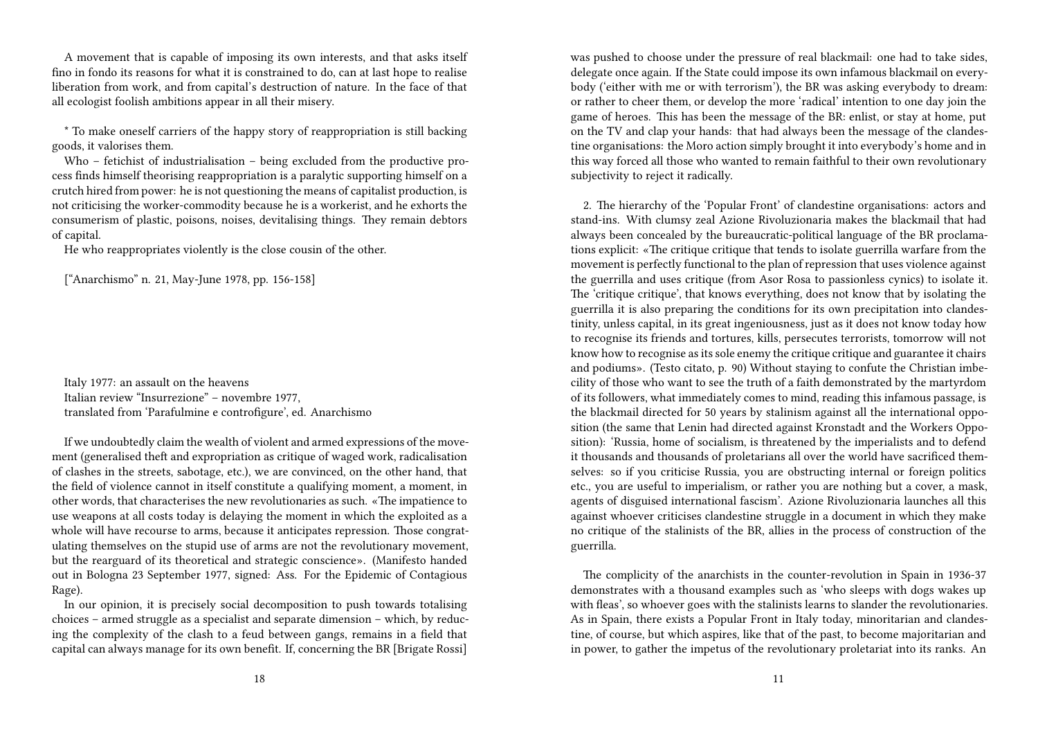A movement that is capable of imposing its own interests, and that asks itself fino in fondo its reasons for what it is constrained to do, can at last hope to realise liberation from work, and from capital's destruction of nature. In the face of that all ecologist foolish ambitions appear in all their misery.

* To make oneself carriers of the happy story of reappropriation is still backing goods, it valorises them.

Who – fetichist of industrialisation – being excluded from the productive process finds himself theorising reappropriation is a paralytic supporting himself on a crutch hired from power: he is not questioning the means of capitalist production, is not criticising the worker-commodity because he is a workerist, and he exhorts the consumerism of plastic, poisons, noises, devitalising things. They remain debtors of capital.

He who reappropriates violently is the close cousin of the other.

["Anarchismo" n. 21, May-June 1978, pp. 156-158]

Italy 1977: an assault on the heavens
Italian review "Insurrezione" – novembre 1977,
translated from 'Parafulmine e controfigure', ed. Anarchismo

If we undoubtedly claim the wealth of violent and armed expressions of the movement (generalised theft and expropriation as critique of waged work, radicalisation of clashes in the streets, sabotage, etc.), we are convinced, on the other hand, that the field of violence cannot in itself constitute a qualifying moment, a moment, in other words, that characterises the new revolutionaries as such. «The impatience to use weapons at all costs today is delaying the moment in which the exploited as a whole will have recourse to arms, because it anticipates repression. Those congratulating themselves on the stupid use of arms are not the revolutionary movement, but the rearguard of its theoretical and strategic conscience». (Manifesto handed out in Bologna 23 September 1977, signed: Ass. For the Epidemic of Contagious Rage).

In our opinion, it is precisely social decomposition to push towards totalising choices – armed struggle as a specialist and separate dimension – which, by reducing the complexity of the clash to a feud between gangs, remains in a field that capital can always manage for its own benefit. If, concerning the BR [Brigate Rossi] was pushed to choose under the pressure of real blackmail: one had to take sides, delegate once again. If the State could impose its own infamous blackmail on everybody ('either with me or with terrorism'), the BR was asking everybody to dream: or rather to cheer them, or develop the more 'radical' intention to one day join the game of heroes. This has been the message of the BR: enlist, or stay at home, put on the TV and clap your hands: that had always been the message of the clandestine organisations: the Moro action simply brought it into everybody's home and in this way forced all those who wanted to remain faithful to their own revolutionary subjectivity to reject it radically.

2. The hierarchy of the 'Popular Front' of clandestine organisations: actors and stand-ins. With clumsy zeal Azione Rivoluzionaria makes the blackmail that had always been concealed by the bureaucratic-political language of the BR proclamations explicit: «The critique critique that tends to isolate guerrilla warfare from the movement is perfectly functional to the plan of repression that uses violence against the guerrilla and uses critique (from Asor Rosa to passionless cynics) to isolate it. The 'critique critique', that knows everything, does not know that by isolating the guerrilla it is also preparing the conditions for its own precipitation into clandestinity, unless capital, in its great ingeniousness, just as it does not know today how to recognise its friends and tortures, kills, persecutes terrorists, tomorrow will not know how to recognise as its sole enemy the critique critique and guarantee it chairs and podiums». (Testo citato, p. 90) Without staying to confute the Christian imbecility of those who want to see the truth of a faith demonstrated by the martyrdom of its followers, what immediately comes to mind, reading this infamous passage, is the blackmail directed for 50 years by stalinism against all the international opposition (the same that Lenin had directed against Kronstadt and the Workers Opposition): 'Russia, home of socialism, is threatened by the imperialists and to defend it thousands and thousands of proletarians all over the world have sacrificed themselves: so if you criticise Russia, you are obstructing internal or foreign politics etc., you are useful to imperialism, or rather you are nothing but a cover, a mask, agents of disguised international fascism'. Azione Rivoluzionaria launches all this against whoever criticises clandestine struggle in a document in which they make no critique of the stalinists of the BR, allies in the process of construction of the guerrilla.

The complicity of the anarchists in the counter-revolution in Spain in 1936-37 demonstrates with a thousand examples such as 'who sleeps with dogs wakes up with fleas', so whoever goes with the stalinists learns to slander the revolutionaries. As in Spain, there exists a Popular Front in Italy today, minoritarian and clandestine, of course, but which aspires, like that of the past, to become majoritarian and in power, to gather the impetus of the revolutionary proletariat into its ranks. An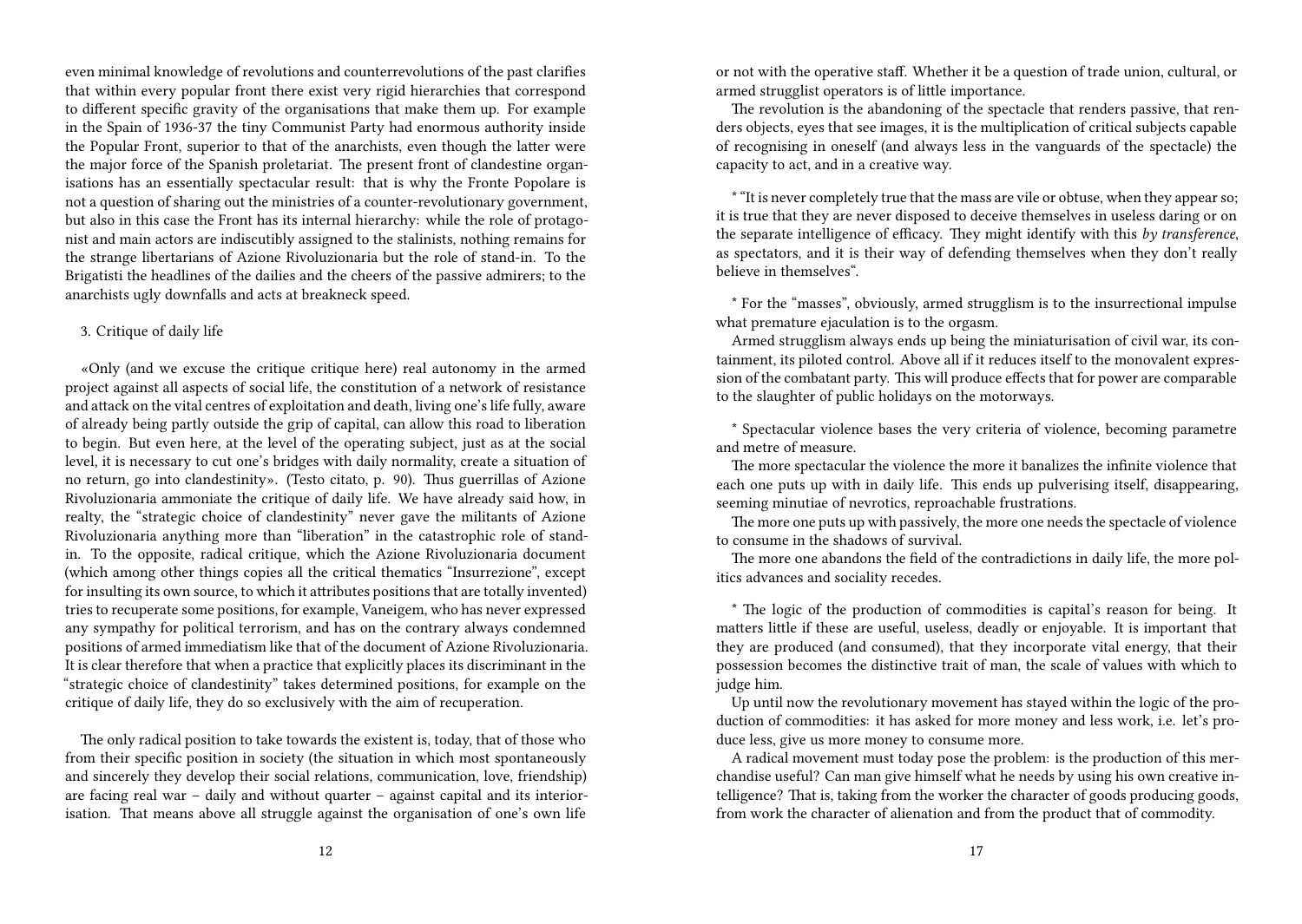even minimal knowledge of revolutions and counterrevolutions of the past clarifies that within every popular front there exist very rigid hierarchies that correspond to different specific gravity of the organisations that make them up. For example in the Spain of 1936-37 the tiny Communist Party had enormous authority inside the Popular Front, superior to that of the anarchists, even though the latter were the major force of the Spanish proletariat. The present front of clandestine organisations has an essentially spectacular result: that is why the Fronte Popolare is not a question of sharing out the ministries of a counter-revolutionary government, but also in this case the Front has its internal hierarchy: while the role of protagonist and main actors are indiscutibly assigned to the stalinists, nothing remains for the strange libertarians of Azione Rivoluzionaria but the role of stand-in. To the Brigatisti the headlines of the dailies and the cheers of the passive admirers; to the anarchists ugly downfalls and acts at breakneck speed.

3. Critique of daily life

«Only (and we excuse the critique critique here) real autonomy in the armed project against all aspects of social life, the constitution of a network of resistance and attack on the vital centres of exploitation and death, living one's life fully, aware of already being partly outside the grip of capital, can allow this road to liberation to begin. But even here, at the level of the operating subject, just as at the social level, it is necessary to cut one's bridges with daily normality, create a situation of no return, go into clandestinity». (Testo citato, p. 90). Thus guerrillas of Azione Rivoluzionaria ammoniate the critique of daily life. We have already said how, in realty, the "strategic choice of clandestinity" never gave the militants of Azione Rivoluzionaria anything more than "liberation" in the catastrophic role of stand-in. To the opposite, radical critique, which the Azione Rivoluzionaria document (which among other things copies all the critical thematics "Insurrezione", except for insulting its own source, to which it attributes positions that are totally invented) tries to recuperate some positions, for example, Vaneigem, who has never expressed any sympathy for political terrorism, and has on the contrary always condemned positions of armed immediatism like that of the document of Azione Rivoluzionaria. It is clear therefore that when a practice that explicitly places its discriminant in the "strategic choice of clandestinity" takes determined positions, for example on the critique of daily life, they do so exclusively with the aim of recuperation.

The only radical position to take towards the existent is, today, that of those who from their specific position in society (the situation in which most spontaneously and sincerely they develop their social relations, communication, love, friendship) are facing real war – daily and without quarter – against capital and its interiorisation. That means above all struggle against the organisation of one's own life or not with the operative staff. Whether it be a question of trade union, cultural, or armed strugglist operators is of little importance.

The revolution is the abandoning of the spectacle that renders passive, that renders objects, eyes that see images, it is the multiplication of critical subjects capable of recognising in oneself (and always less in the vanguards of the spectacle) the capacity to act, and in a creative way.

* "It is never completely true that the mass are vile or obtuse, when they appear so; it is true that they are never disposed to deceive themselves in useless daring or on the separate intelligence of efficacy. They might identify with this *by transference*, as spectators, and it is their way of defending themselves when they don't really believe in themselves".

* For the "masses", obviously, armed strugglism is to the insurrectional impulse what premature ejaculation is to the orgasm.

Armed strugglism always ends up being the miniaturisation of civil war, its containment, its piloted control. Above all if it reduces itself to the monovalent expression of the combatant party. This will produce effects that for power are comparable to the slaughter of public holidays on the motorways.

* Spectacular violence bases the very criteria of violence, becoming parametre and metre of measure.

The more spectacular the violence the more it banalizes the infinite violence that each one puts up with in daily life. This ends up pulverising itself, disappearing, seeming minutiae of nevrotics, reproachable frustrations.

The more one puts up with passively, the more one needs the spectacle of violence to consume in the shadows of survival.

The more one abandons the field of the contradictions in daily life, the more politics advances and sociality recedes.

* The logic of the production of commodities is capital's reason for being. It matters little if these are useful, useless, deadly or enjoyable. It is important that they are produced (and consumed), that they incorporate vital energy, that their possession becomes the distinctive trait of man, the scale of values with which to judge him.

Up until now the revolutionary movement has stayed within the logic of the production of commodities: it has asked for more money and less work, i.e. let's produce less, give us more money to consume more.

A radical movement must today pose the problem: is the production of this merchandise useful? Can man give himself what he needs by using his own creative intelligence? That is, taking from the worker the character of goods producing goods, from work the character of alienation and from the product that of commodity.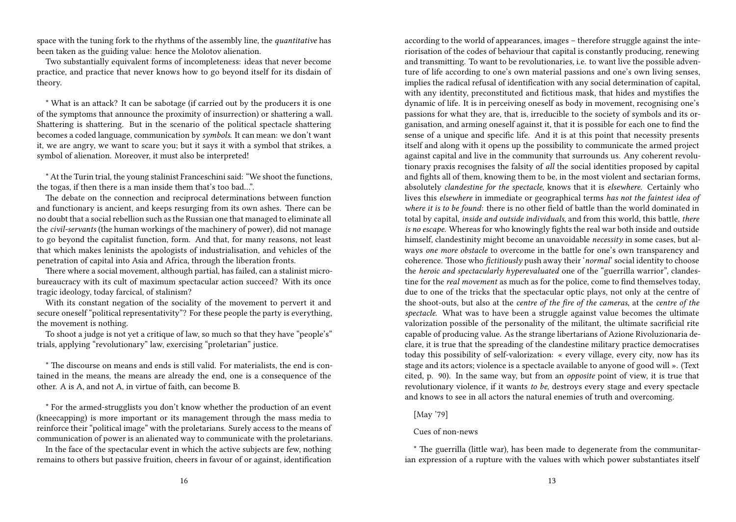space with the tuning fork to the rhythms of the assembly line, the *quantitative* has been taken as the guiding value: hence the Molotov alienation.

Two substantially equivalent forms of incompleteness: ideas that never become practice, and practice that never knows how to go beyond itself for its disdain of theory.

* What is an attack? It can be sabotage (if carried out by the producers it is one of the symptoms that announce the proximity of insurrection) or shattering a wall. Shattering is shattering. But in the scenario of the political spectacle shattering becomes a coded language, communication by *symbols*. It can mean: we don't want it, we are angry, we want to scare you; but it says it with a symbol that strikes, a symbol of alienation. Moreover, it must also be interpreted!

* At the Turin trial, the young stalinist Franceschini said: "We shoot the functions, the togas, if then there is a man inside them that's too bad…".

The debate on the connection and reciprocal determinations between function and functionary is ancient, and keeps resurging from its own ashes. There can be no doubt that a social rebellion such as the Russian one that managed to eliminate all the *civil-servants* (the human workings of the machinery of power), did not manage to go beyond the capitalist function, form. And that, for many reasons, not least that which makes leninists the apologists of industrialisation, and vehicles of the penetration of capital into Asia and Africa, through the liberation fronts.

There where a social movement, although partial, has failed, can a stalinist micro-bureaucracy with its cult of maximum spectacular action succeed? With its once tragic ideology, today farcical, of stalinism?

With its constant negation of the sociality of the movement to pervert it and secure oneself "political representativity"? For these people the party is everything, the movement is nothing.

To shoot a judge is not yet a critique of law, so much so that they have "people's" trials, applying "revolutionary" law, exercising "proletarian" justice.

* The discourse on means and ends is still valid. For materialists, the end is contained in the means, the means are already the end, one is a consequence of the other. A is A, and not A, in virtue of faith, can become B.

* For the armed-strugglists you don't know whether the production of an event (kneecapping) is more important or its management through the mass media to reinforce their "political image" with the proletarians. Surely access to the means of communication of power is an alienated way to communicate with the proletarians.

In the face of the spectacular event in which the active subjects are few, nothing remains to others but passive fruition, cheers in favour of or against, identification

according to the world of appearances, images – therefore struggle against the interiorisation of the codes of behaviour that capital is constantly producing, renewing and transmitting. To want to be revolutionaries, i.e. to want live the possible adventure of life according to one's own material passions and one's own living senses, implies the radical refusal of identification with any social determination of capital, with any identity, preconstituted and fictitious mask, that hides and mystifies the dynamic of life. It is in perceiving oneself as body in movement, recognising one's passions for what they are, that is, irreducible to the society of symbols and its organisation, and arming oneself against it, that it is possible for each one to find the sense of a unique and specific life. And it is at this point that necessity presents itself and along with it opens up the possibility to communicate the armed project against capital and live in the community that surrounds us. Any coherent revolutionary praxis recognises the falsity of *all* the social identities proposed by capital and fights all of them, knowing them to be, in the most violent and sectarian forms, absolutely *clandestine for the spectacle*, knows that it is *elsewhere*. Certainly who lives this *elsewhere* in immediate or geographical terms *has not the faintest idea of where it is to be found*: there is no other field of battle than the world dominated in total by capital, *inside and outside individuals*, and from this world, this battle, *there is no escape*. Whereas for who knowingly fights the real war both inside and outside himself, clandestinity might become an unavoidable *necessity* in some cases, but always *one more obstacle* to overcome in the battle for one's own transparency and coherence. Those who *fictitiously* push away their '*normal*' social identity to choose the *heroic and spectacularly hyperevaluated* one of the "guerrilla warrior", clandestine for the *real movement* as much as for the police, come to find themselves today, due to one of the tricks that the spectacular optic plays, not only at the centre of the shoot-outs, but also at the *centre of the fire of the cameras*, at the *centre of the spectacle*. What was to have been a struggle against value becomes the ultimate valorization possible of the personality of the militant, the ultimate sacrificial rite capable of producing value. As the strange libertarians of Azione Rivoluzionaria declare, it is true that the spreading of the clandestine military practice democratises today this possibility of self-valorization: « every village, every city, now has its stage and its actors; violence is a spectacle available to anyone of good will ». (Text cited, p. 90). In the same way, but from an *opposite* point of view, it is true that revolutionary violence, if it wants *to be*, destroys every stage and every spectacle and knows to see in all actors the natural enemies of truth and overcoming.

[May '79]

## Cues of non-news

* The guerrilla (little war), has been made to degenerate from the communitarian expression of a rupture with the values with which power substantiates itself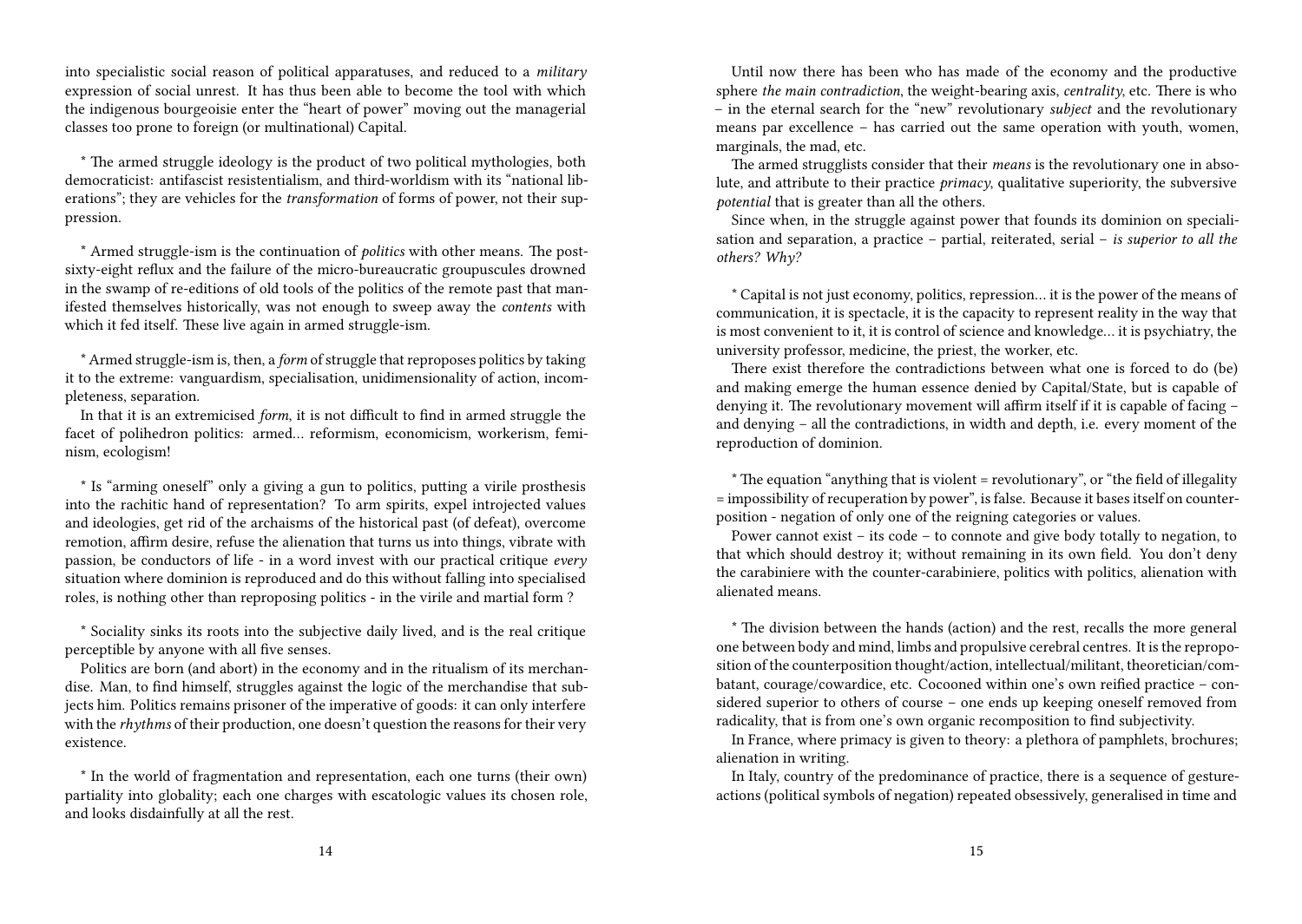into specialistic social reason of political apparatuses, and reduced to a *military* expression of social unrest. It has thus been able to become the tool with which the indigenous bourgeoisie enter the "heart of power" moving out the managerial classes too prone to foreign (or multinational) Capital.

* The armed struggle ideology is the product of two political mythologies, both democraticist: antifascist resistentialism, and third-worldism with its "national liberations"; they are vehicles for the *transformation* of forms of power, not their suppression.

* Armed struggle-ism is the continuation of *politics* with other means. The post-sixty-eight reflux and the failure of the micro-bureaucratic groupuscules drowned in the swamp of re-editions of old tools of the politics of the remote past that manifested themselves historically, was not enough to sweep away the *contents* with which it fed itself. These live again in armed struggle-ism.

* Armed struggle-ism is, then, a *form* of struggle that reproposes politics by taking it to the extreme: vanguardism, specialisation, unidimensionality of action, incompleteness, separation.

In that it is an extremicised *form*, it is not difficult to find in armed struggle the facet of polihedron politics: armed… reformism, economicism, workerism, feminism, ecologism!

* Is "arming oneself" only a giving a gun to politics, putting a virile prosthesis into the rachitic hand of representation? To arm spirits, expel introjected values and ideologies, get rid of the archaisms of the historical past (of defeat), overcome remotion, affirm desire, refuse the alienation that turns us into things, vibrate with passion, be conductors of life - in a word invest with our practical critique *every* situation where dominion is reproduced and do this without falling into specialised roles, is nothing other than reproposing politics - in the virile and martial form ?

* Sociality sinks its roots into the subjective daily lived, and is the real critique perceptible by anyone with all five senses.

Politics are born (and abort) in the economy and in the ritualism of its merchandise. Man, to find himself, struggles against the logic of the merchandise that subjects him. Politics remains prisoner of the imperative of goods: it can only interfere with the *rhythms* of their production, one doesn't question the reasons for their very existence.

* In the world of fragmentation and representation, each one turns (their own) partiality into globality; each one charges with escatologic values its chosen role, and looks disdainfully at all the rest.

Until now there has been who has made of the economy and the productive sphere *the main contradiction*, the weight-bearing axis, *centrality*, etc. There is who – in the eternal search for the "new" revolutionary *subject* and the revolutionary means par excellence – has carried out the same operation with youth, women, marginals, the mad, etc.

The armed strugglists consider that their *means* is the revolutionary one in absolute, and attribute to their practice *primacy*, qualitative superiority, the subversive *potential* that is greater than all the others.

Since when, in the struggle against power that founds its dominion on specialisation and separation, a practice – partial, reiterated, serial – *is superior to all the others? Why?*

* Capital is not just economy, politics, repression… it is the power of the means of communication, it is spectacle, it is the capacity to represent reality in the way that is most convenient to it, it is control of science and knowledge… it is psychiatry, the university professor, medicine, the priest, the worker, etc.

There exist therefore the contradictions between what one is forced to do (be) and making emerge the human essence denied by Capital/State, but is capable of denying it. The revolutionary movement will affirm itself if it is capable of facing – and denying – all the contradictions, in width and depth, i.e. every moment of the reproduction of dominion.

* The equation "anything that is violent = revolutionary", or "the field of illegality = impossibility of recuperation by power", is false. Because it bases itself on counterposition - negation of only one of the reigning categories or values.

Power cannot exist – its code – to connote and give body totally to negation, to that which should destroy it; without remaining in its own field. You don't deny the carabiniere with the counter-carabiniere, politics with politics, alienation with alienated means.

* The division between the hands (action) and the rest, recalls the more general one between body and mind, limbs and propulsive cerebral centres. It is the reproposition of the counterposition thought/action, intellectual/militant, theoretician/combatant, courage/cowardice, etc. Cocooned within one's own reified practice – considered superior to others of course – one ends up keeping oneself removed from radicality, that is from one's own organic recomposition to find subjectivity.

In France, where primacy is given to theory: a plethora of pamphlets, brochures; alienation in writing.

In Italy, country of the predominance of practice, there is a sequence of gesture-actions (political symbols of negation) repeated obsessively, generalised in time and